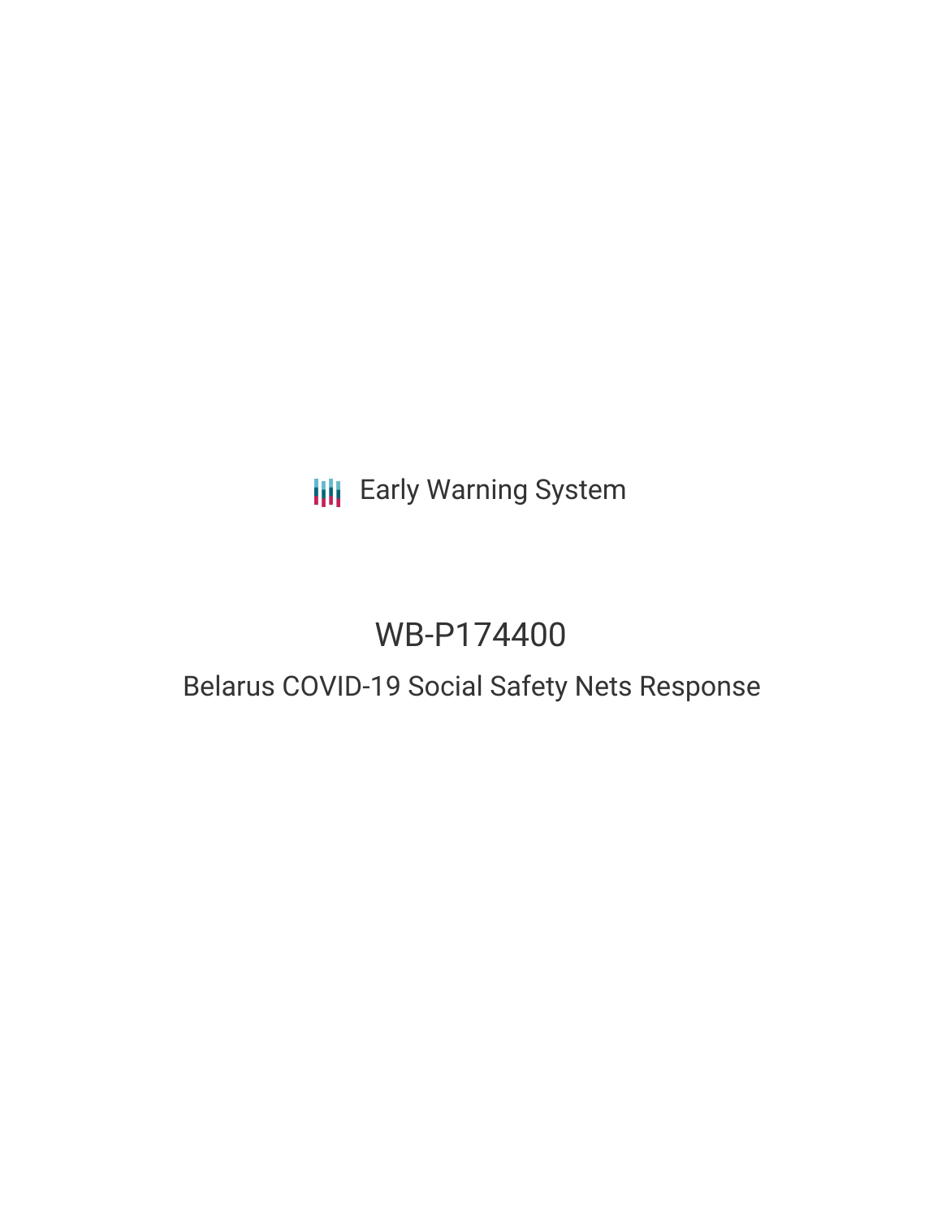Early Warning System

# WB-P174400

## Belarus COVID-19 Social Safety Nets Response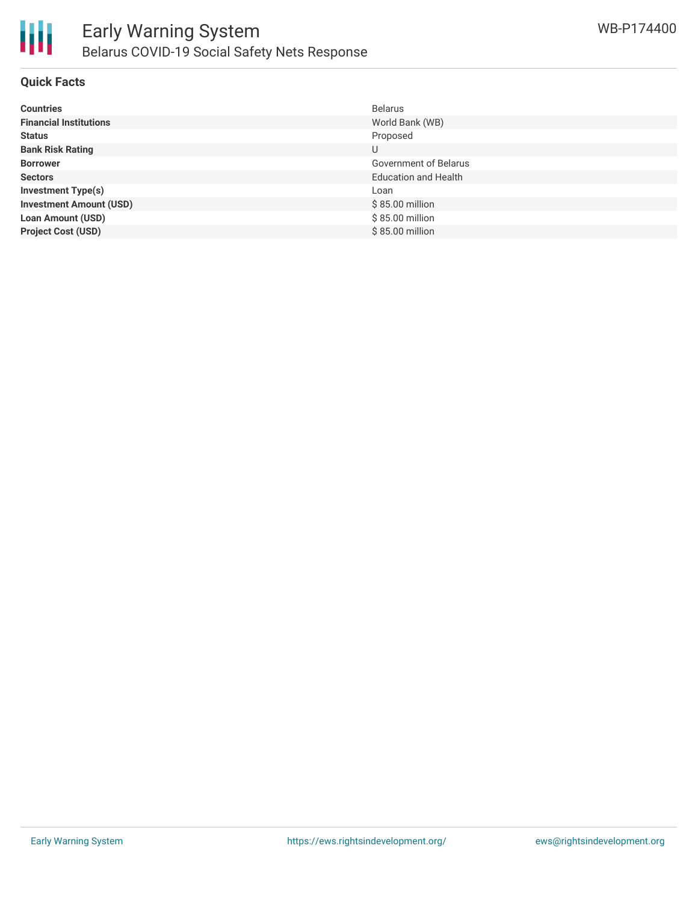## Quick Facts

| | |
|---|---|
| **Countries** | Belarus |
| **Financial Institutions** | World Bank (WB) |
| **Status** | Proposed |
| **Bank Risk Rating** | U |
| **Borrower** | Government of Belarus |
| **Sectors** | Education and Health |
| **Investment Type(s)** | Loan |
| **Investment Amount (USD)** | $ 85.00 million |
| **Loan Amount (USD)** | $ 85.00 million |
| **Project Cost (USD)** | $ 85.00 million |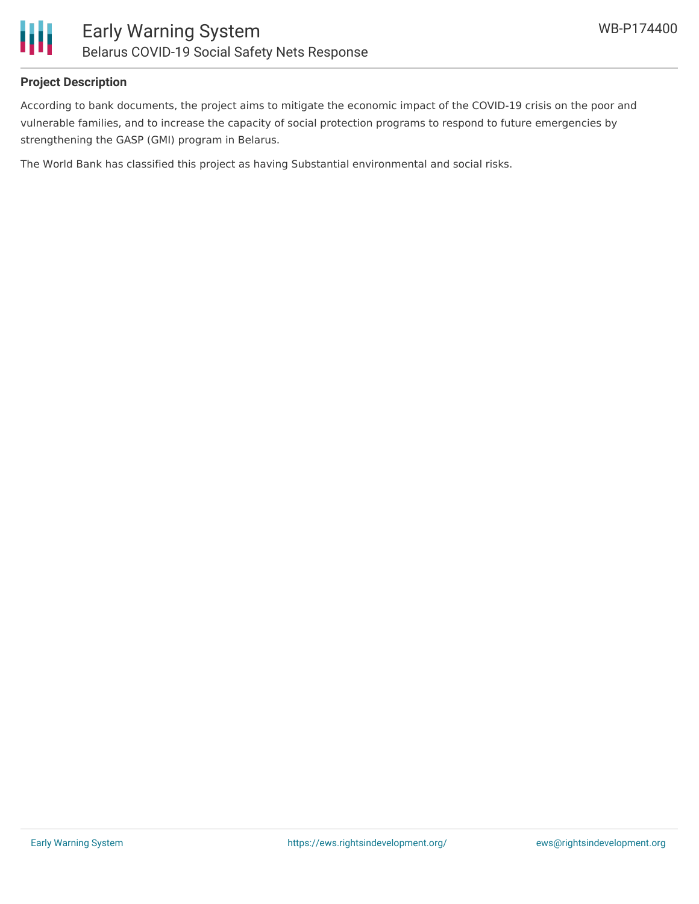## Project Description

According to bank documents, the project aims to mitigate the economic impact of the COVID-19 crisis on the poor and vulnerable families, and to increase the capacity of social protection programs to respond to future emergencies by strengthening the GASP (GMI) program in Belarus.

The World Bank has classified this project as having Substantial environmental and social risks.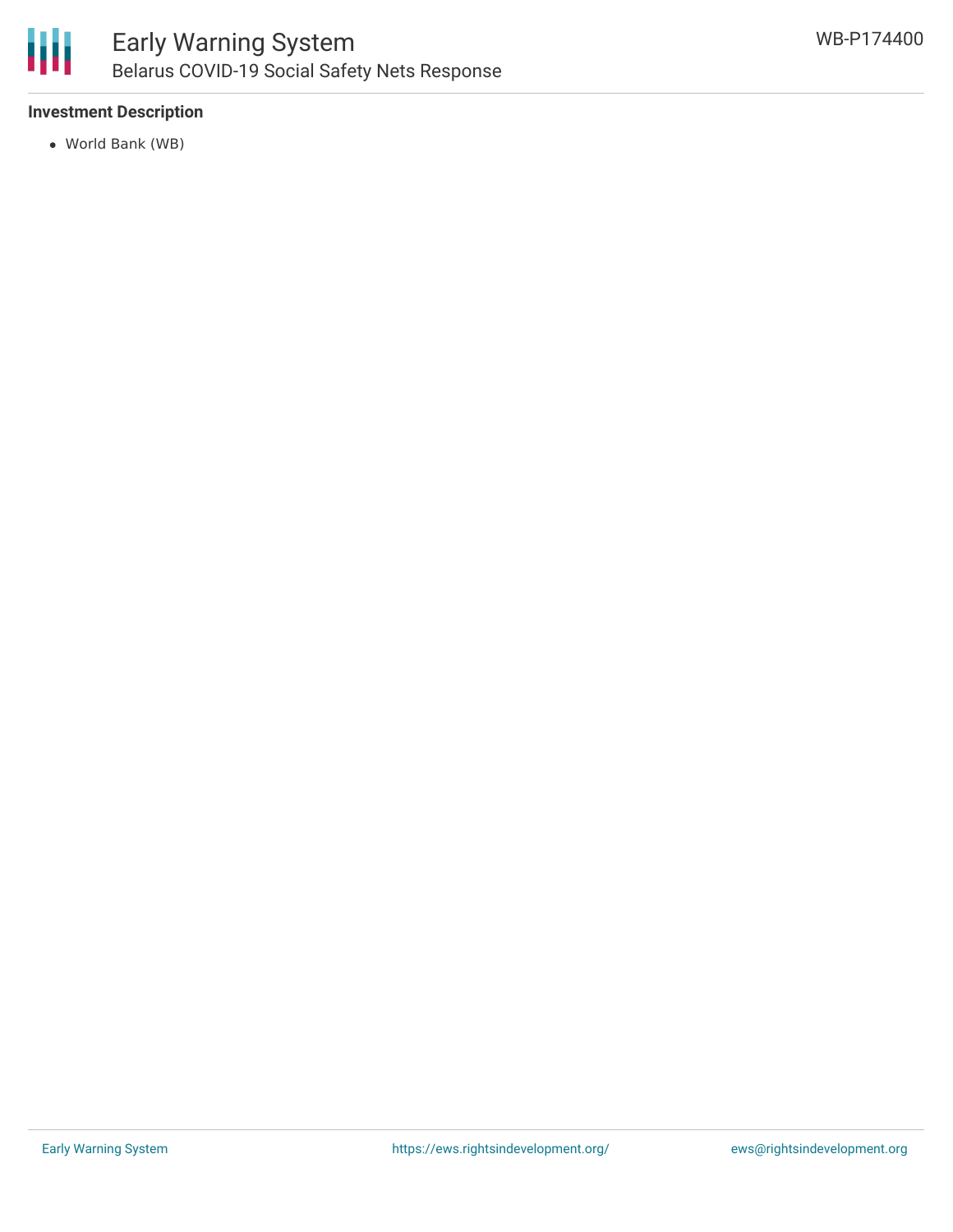**Investment Description**

- World Bank (WB)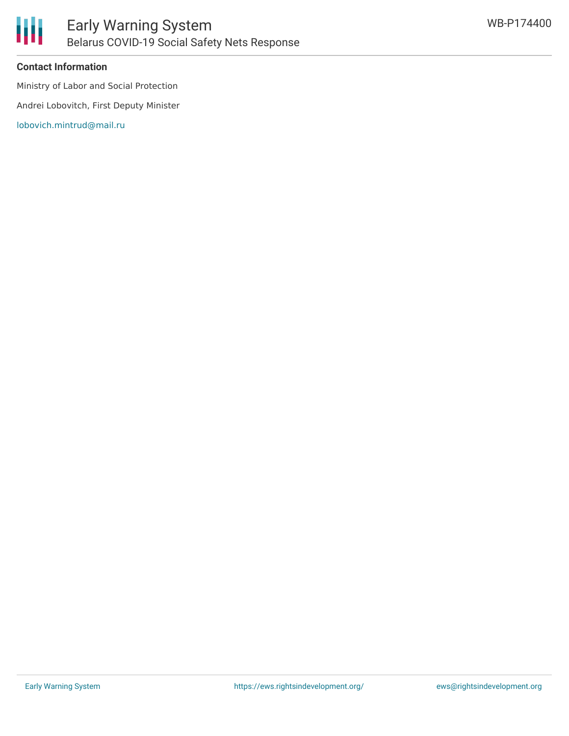**Contact Information**

Ministry of Labor and Social Protection

Andrei Lobovitch, First Deputy Minister

lobovich.mintrud@mail.ru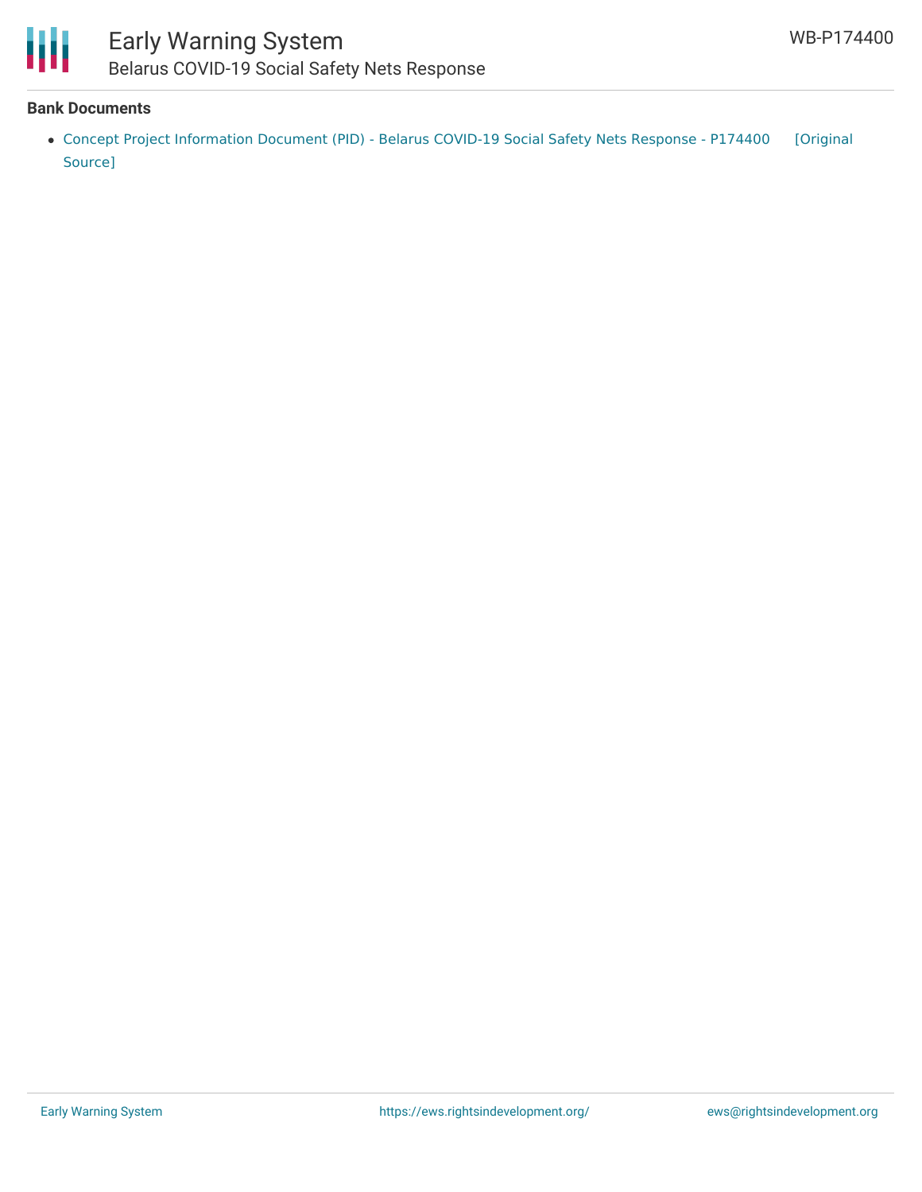**Bank Documents**

- Concept Project Information Document (PID) - Belarus COVID-19 Social Safety Nets Response - P174400 [Original Source]